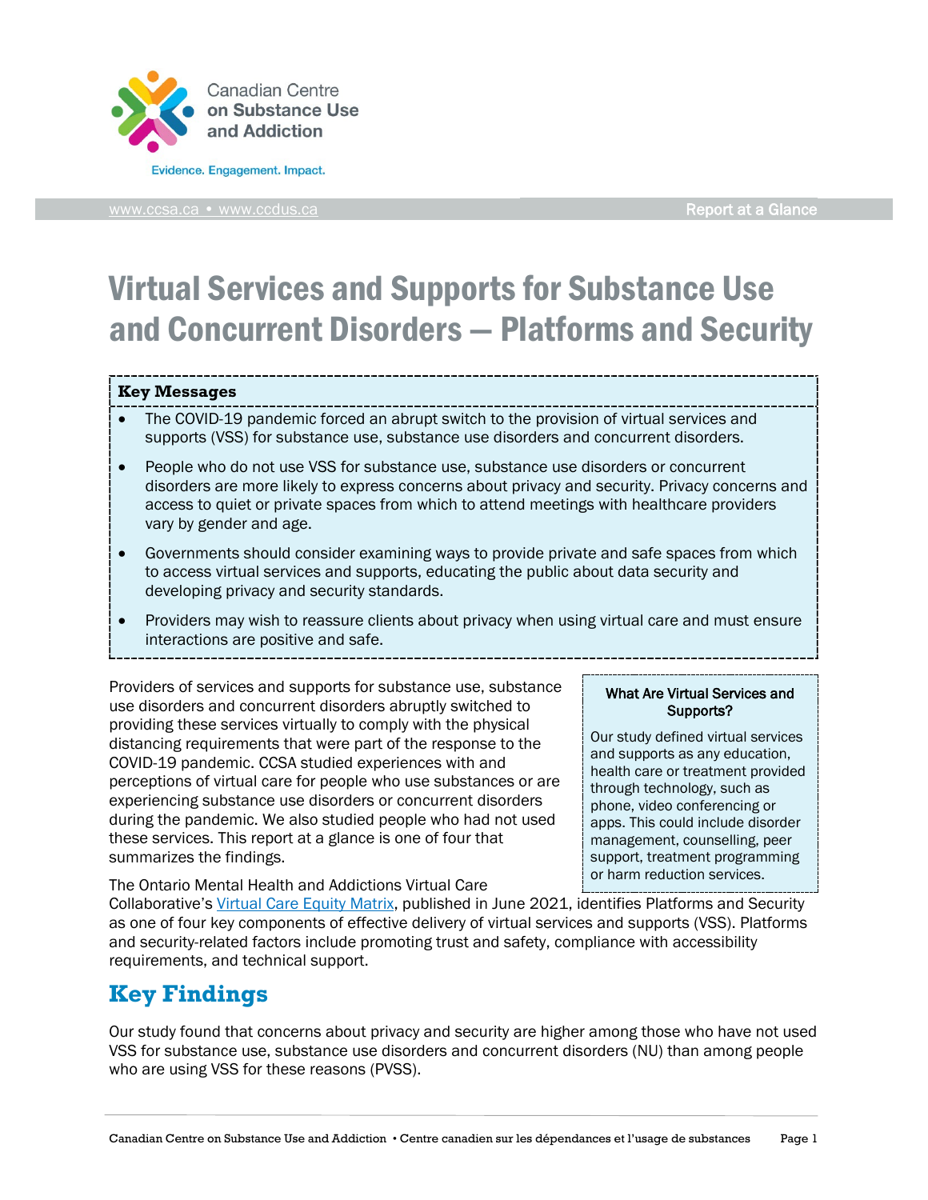Canadian Centre on Substance Use and Addiction

Evidence. Engagement. Impact.

www.ccsa.ca • www.ccdus.ca

Report at a Glance

# Virtual Services and Supports for Substance Use and Concurrent Disorders — Platforms and Security

**Key Messages**

- The COVID-19 pandemic forced an abrupt switch to the provision of virtual services and supports (VSS) for substance use, substance use disorders and concurrent disorders.
- People who do not use VSS for substance use, substance use disorders or concurrent disorders are more likely to express concerns about privacy and security. Privacy concerns and access to quiet or private spaces from which to attend meetings with healthcare providers vary by gender and age.
- Governments should consider examining ways to provide private and safe spaces from which to access virtual services and supports, educating the public about data security and developing privacy and security standards.
- Providers may wish to reassure clients about privacy when using virtual care and must ensure interactions are positive and safe.

Providers of services and supports for substance use, substance use disorders and concurrent disorders abruptly switched to providing these services virtually to comply with the physical distancing requirements that were part of the response to the COVID-19 pandemic. CCSA studied experiences with and perceptions of virtual care for people who use substances or are experiencing substance use disorders or concurrent disorders during the pandemic. We also studied people who had not used these services. This report at a glance is one of four that summarizes the findings.

**What Are Virtual Services and Supports?**

Our study defined virtual services and supports as any education, health care or treatment provided through technology, such as phone, video conferencing or apps. This could include disorder management, counselling, peer support, treatment programming or harm reduction services.

The Ontario Mental Health and Addictions Virtual Care Collaborative's Virtual Care Equity Matrix, published in June 2021, identifies Platforms and Security as one of four key components of effective delivery of virtual services and supports (VSS). Platforms and security-related factors include promoting trust and safety, compliance with accessibility requirements, and technical support.

## Key Findings

Our study found that concerns about privacy and security are higher among those who have not used VSS for substance use, substance use disorders and concurrent disorders (NU) than among people who are using VSS for these reasons (PVSS).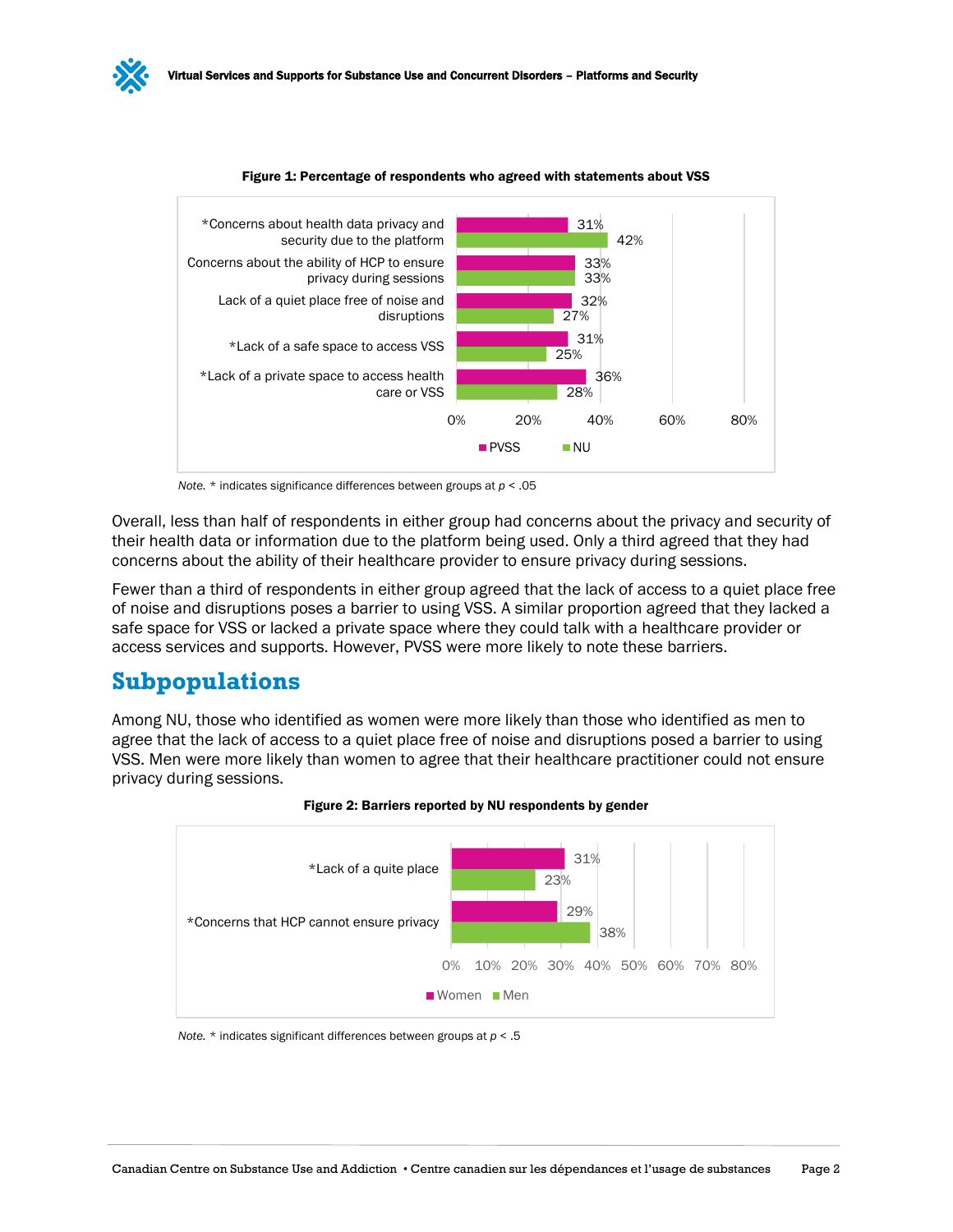**Figure 1: Percentage of respondents who agreed with statements about VSS**

| Statement | PVSS | NU |
| --- | --- | --- |
| *Concerns about health data privacy and security due to the platform | 31% | 42% |
| Concerns about the ability of HCP to ensure privacy during sessions | 33% | 33% |
| Lack of a quiet place free of noise and disruptions | 32% | 27% |
| *Lack of a safe space to access VSS | 31% | 25% |
| *Lack of a private space to access health care or VSS | 36% | 28% |

*Note.* * indicates significance differences between groups at $p < .05$

Overall, less than half of respondents in either group had concerns about the privacy and security of their health data or information due to the platform being used. Only a third agreed that they had concerns about the ability of their healthcare provider to ensure privacy during sessions.

Fewer than a third of respondents in either group agreed that the lack of access to a quiet place free of noise and disruptions poses a barrier to using VSS. A similar proportion agreed that they lacked a safe space for VSS or lacked a private space where they could talk with a healthcare provider or access services and supports. However, PVSS were more likely to note these barriers.

## Subpopulations

Among NU, those who identified as women were more likely than those who identified as men to agree that the lack of access to a quiet place free of noise and disruptions posed a barrier to using VSS. Men were more likely than women to agree that their healthcare practitioner could not ensure privacy during sessions.

**Figure 2: Barriers reported by NU respondents by gender**

| Barrier | Women | Men |
| --- | --- | --- |
| *Lack of a quite place | 31% | 23% |
| *Concerns that HCP cannot ensure privacy | 29% | 38% |

*Note.* * indicates significant differences between groups at $p < .5$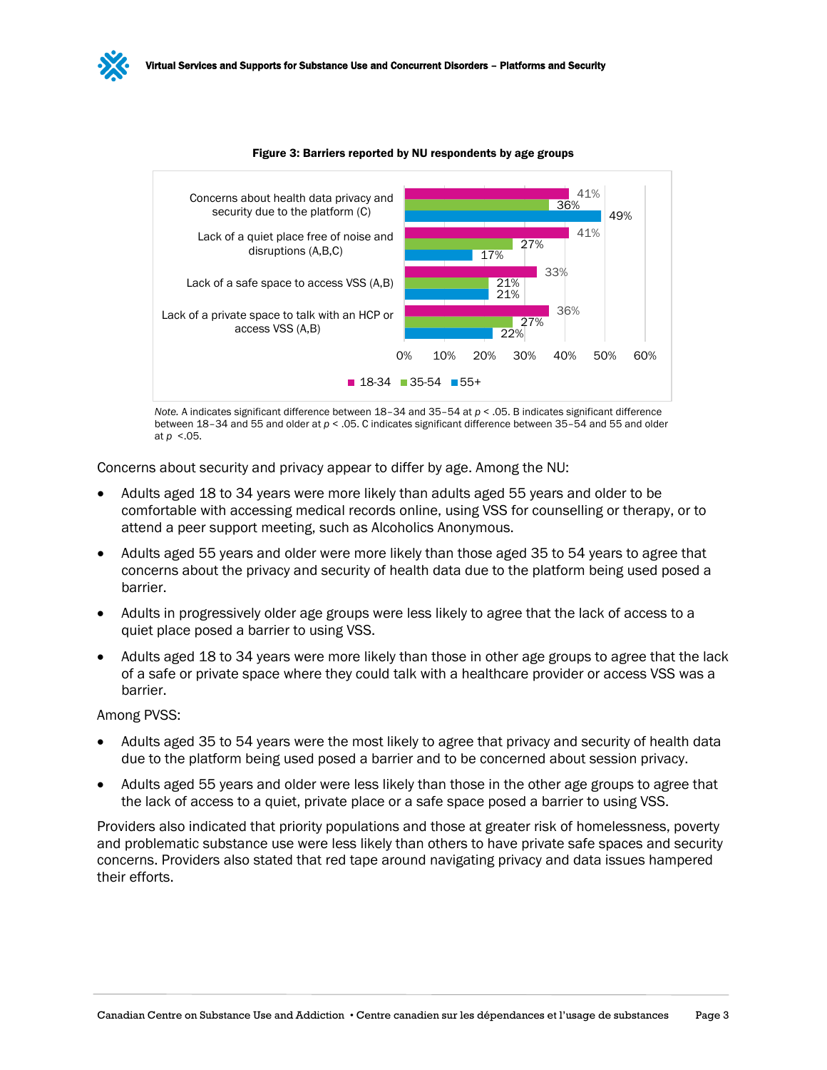**Figure 3: Barriers reported by NU respondents by age groups**

| Barrier | 18-34 | 35-54 | 55+ |
| --- | --- | --- | --- |
| Concerns about health data privacy and security due to the platform (C) | 41% | 36% | 49% |
| Lack of a quiet place free of noise and disruptions (A,B,C) | 41% | 27% | 17% |
| Lack of a safe space to access VSS (A,B) | 33% | 21% | 21% |
| Lack of a private space to talk with an HCP or access VSS (A,B) | 36% | 27% | 22% |

*Note.* A indicates significant difference between 18–34 and 35–54 at $p < .05$. B indicates significant difference between 18–34 and 55 and older at $p < .05$. C indicates significant difference between 35–54 and 55 and older at $p < .05$.

Concerns about security and privacy appear to differ by age. Among the NU:

- Adults aged 18 to 34 years were more likely than adults aged 55 years and older to be comfortable with accessing medical records online, using VSS for counselling or therapy, or to attend a peer support meeting, such as Alcoholics Anonymous.
- Adults aged 55 years and older were more likely than those aged 35 to 54 years to agree that concerns about the privacy and security of health data due to the platform being used posed a barrier.
- Adults in progressively older age groups were less likely to agree that the lack of access to a quiet place posed a barrier to using VSS.
- Adults aged 18 to 34 years were more likely than those in other age groups to agree that the lack of a safe or private space where they could talk with a healthcare provider or access VSS was a barrier.

Among PVSS:

- Adults aged 35 to 54 years were the most likely to agree that privacy and security of health data due to the platform being used posed a barrier and to be concerned about session privacy.
- Adults aged 55 years and older were less likely than those in the other age groups to agree that the lack of access to a quiet, private place or a safe space posed a barrier to using VSS.

Providers also indicated that priority populations and those at greater risk of homelessness, poverty and problematic substance use were less likely than others to have private safe spaces and security concerns. Providers also stated that red tape around navigating privacy and data issues hampered their efforts.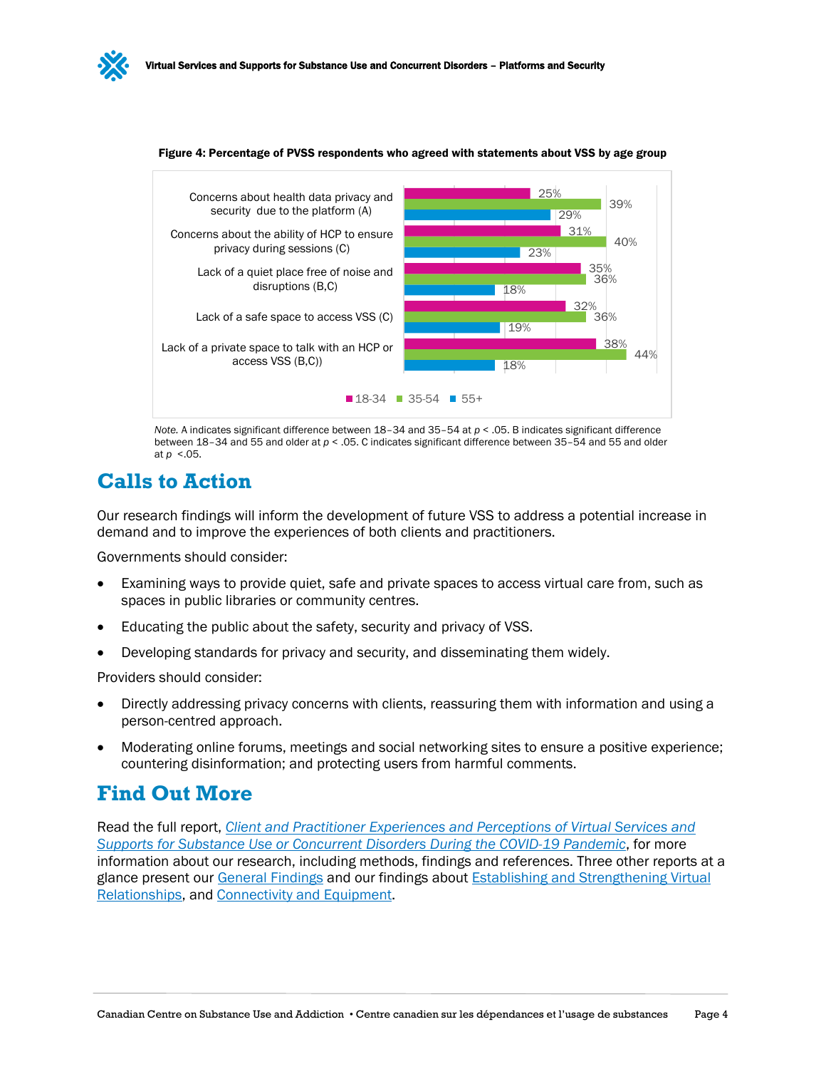**Figure 4: Percentage of PVSS respondents who agreed with statements about VSS by age group**

| Statement | 18-34 | 35-54 | 55+ |
|---|---|---|---|
| Concerns about health data privacy and security due to the platform (A) | 25% | 39% | 29% |
| Concerns about the ability of HCP to ensure privacy during sessions (C) | 31% | 40% | 23% |
| Lack of a quiet place free of noise and disruptions (B,C) | 35% | 36% | 18% |
| Lack of a safe space to access VSS (C) | 32% | 36% | 19% |
| Lack of a private space to talk with an HCP or access VSS (B,C)) | 38% | 44% | 18% |

*Note.* A indicates significant difference between 18–34 and 35–54 at $p < .05$. B indicates significant difference between 18–34 and 55 and older at $p < .05$. C indicates significant difference between 35–54 and 55 and older at $p < .05$.

## Calls to Action

Our research findings will inform the development of future VSS to address a potential increase in demand and to improve the experiences of both clients and practitioners.

Governments should consider:

- Examining ways to provide quiet, safe and private spaces to access virtual care from, such as spaces in public libraries or community centres.
- Educating the public about the safety, security and privacy of VSS.
- Developing standards for privacy and security, and disseminating them widely.

Providers should consider:

- Directly addressing privacy concerns with clients, reassuring them with information and using a person-centred approach.
- Moderating online forums, meetings and social networking sites to ensure a positive experience; countering disinformation; and protecting users from harmful comments.

## Find Out More

Read the full report, *Client and Practitioner Experiences and Perceptions of Virtual Services and Supports for Substance Use or Concurrent Disorders During the COVID-19 Pandemic*, for more information about our research, including methods, findings and references. Three other reports at a glance present our General Findings and our findings about Establishing and Strengthening Virtual Relationships, and Connectivity and Equipment.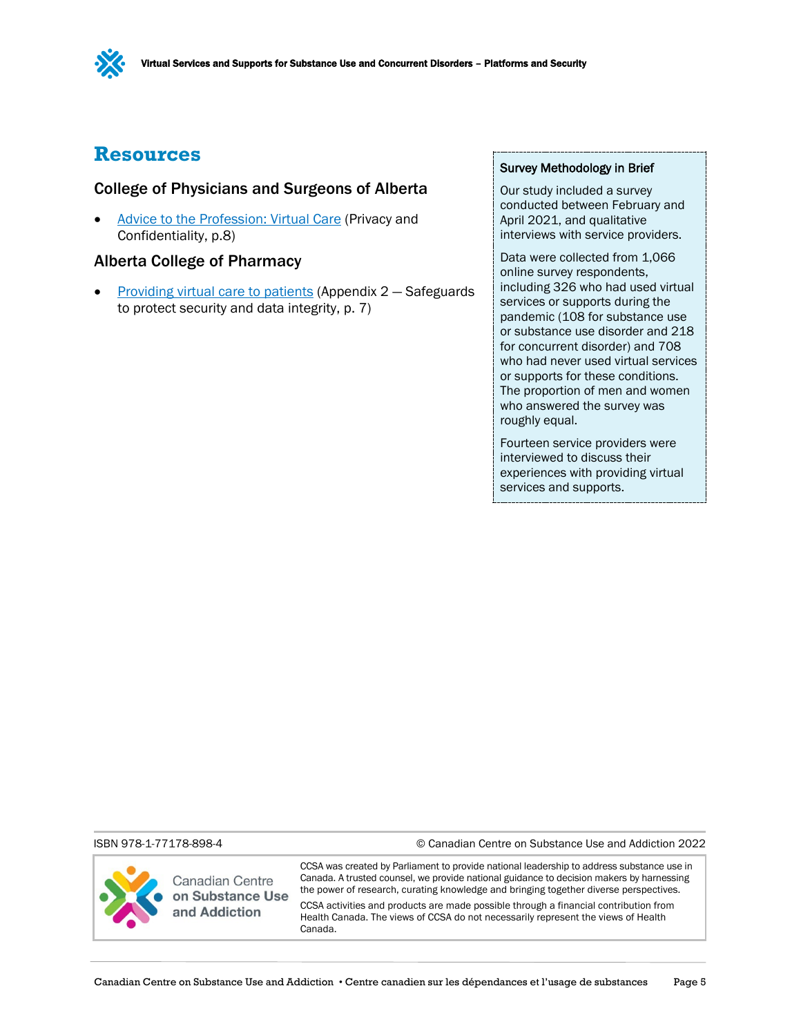## Resources

### College of Physicians and Surgeons of Alberta

- Advice to the Profession: Virtual Care (Privacy and Confidentiality, p.8)

### Alberta College of Pharmacy

- Providing virtual care to patients (Appendix 2 — Safeguards to protect security and data integrity, p. 7)

**Survey Methodology in Brief**

Our study included a survey conducted between February and April 2021, and qualitative interviews with service providers.

Data were collected from 1,066 online survey respondents, including 326 who had used virtual services or supports during the pandemic (108 for substance use or substance use disorder and 218 for concurrent disorder) and 708 who had never used virtual services or supports for these conditions. The proportion of men and women who answered the survey was roughly equal.

Fourteen service providers were interviewed to discuss their experiences with providing virtual services and supports.

ISBN 978-1-77178-898-4

© Canadian Centre on Substance Use and Addiction 2022

Canadian Centre on Substance Use and Addiction

CCSA was created by Parliament to provide national leadership to address substance use in Canada. A trusted counsel, we provide national guidance to decision makers by harnessing the power of research, curating knowledge and bringing together diverse perspectives.

CCSA activities and products are made possible through a financial contribution from Health Canada. The views of CCSA do not necessarily represent the views of Health Canada.